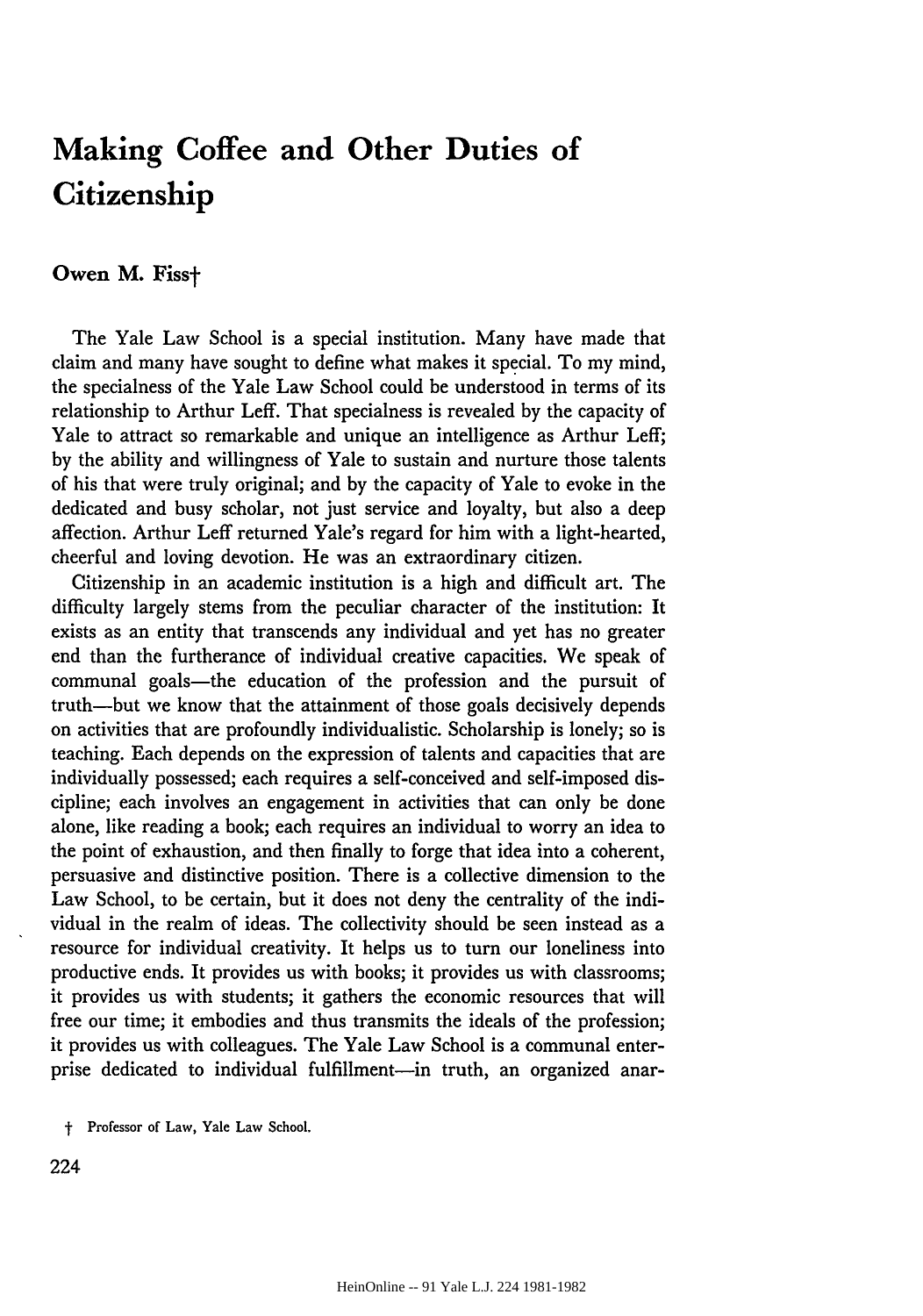# Making Coffee and Other Duties of Citizenship

**Owen M. Fiss†**

The Yale Law School is a special institution. Many have made that claim and many have sought to define what makes it special. To my mind, the specialness of the Yale Law School could be understood in terms of its relationship to Arthur Leff. That specialness is revealed by the capacity of Yale to attract so remarkable and unique an intelligence as Arthur Leff; by the ability and willingness of Yale to sustain and nurture those talents of his that were truly original; and by the capacity of Yale to evoke in the dedicated and busy scholar, not just service and loyalty, but also a deep affection. Arthur Leff returned Yale's regard for him with a light-hearted, cheerful and loving devotion. He was an extraordinary citizen.

Citizenship in an academic institution is a high and difficult art. The difficulty largely stems from the peculiar character of the institution: It exists as an entity that transcends any individual and yet has no greater end than the furtherance of individual creative capacities. We speak of communal goals—the education of the profession and the pursuit of truth—but we know that the attainment of those goals decisively depends on activities that are profoundly individualistic. Scholarship is lonely; so is teaching. Each depends on the expression of talents and capacities that are individually possessed; each requires a self-conceived and self-imposed discipline; each involves an engagement in activities that can only be done alone, like reading a book; each requires an individual to worry an idea to the point of exhaustion, and then finally to forge that idea into a coherent, persuasive and distinctive position. There is a collective dimension to the Law School, to be certain, but it does not deny the centrality of the individual in the realm of ideas. The collectivity should be seen instead as a resource for individual creativity. It helps us to turn our loneliness into productive ends. It provides us with books; it provides us with classrooms; it provides us with students; it gathers the economic resources that will free our time; it embodies and thus transmits the ideals of the profession; it provides us with colleagues. The Yale Law School is a communal enterprise dedicated to individual fulfillment—in truth, an organized anar-

† Professor of Law, Yale Law School.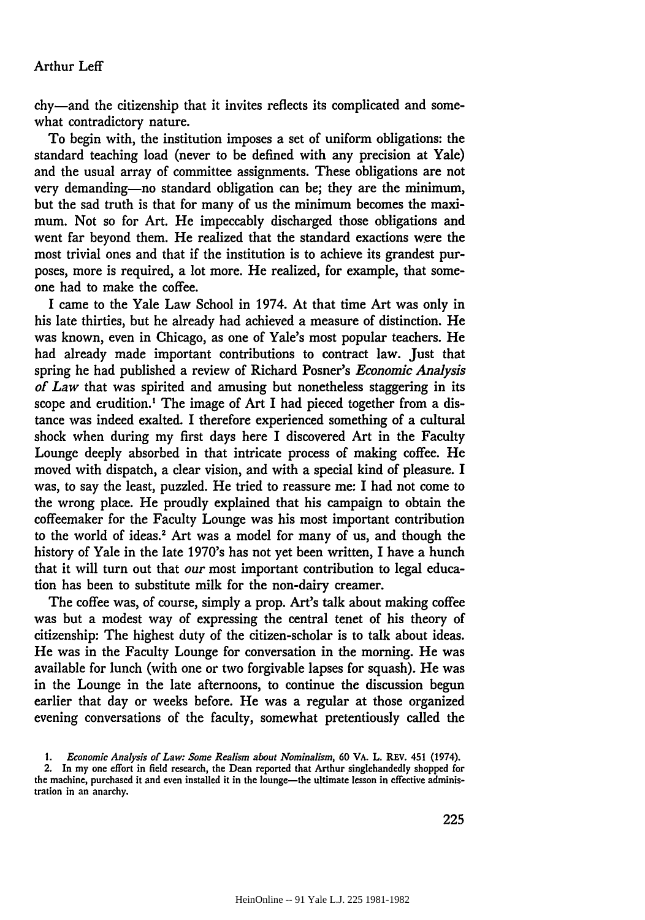chy—and the citizenship that it invites reflects its complicated and somewhat contradictory nature.

To begin with, the institution imposes a set of uniform obligations: the standard teaching load (never to be defined with any precision at Yale) and the usual array of committee assignments. These obligations are not very demanding—no standard obligation can be; they are the minimum, but the sad truth is that for many of us the minimum becomes the maximum. Not so for Art. He impeccably discharged those obligations and went far beyond them. He realized that the standard exactions were the most trivial ones and that if the institution is to achieve its grandest purposes, more is required, a lot more. He realized, for example, that someone had to make the coffee.

I came to the Yale Law School in 1974. At that time Art was only in his late thirties, but he already had achieved a measure of distinction. He was known, even in Chicago, as one of Yale's most popular teachers. He had already made important contributions to contract law. Just that spring he had published a review of Richard Posner's *Economic Analysis of Law* that was spirited and amusing but nonetheless staggering in its scope and erudition.[1] The image of Art I had pieced together from a distance was indeed exalted. I therefore experienced something of a cultural shock when during my first days here I discovered Art in the Faculty Lounge deeply absorbed in that intricate process of making coffee. He moved with dispatch, a clear vision, and with a special kind of pleasure. I was, to say the least, puzzled. He tried to reassure me: I had not come to the wrong place. He proudly explained that his campaign to obtain the coffeemaker for the Faculty Lounge was his most important contribution to the world of ideas.[2] Art was a model for many of us, and though the history of Yale in the late 1970's has not yet been written, I have a hunch that it will turn out that *our* most important contribution to legal education has been to substitute milk for the non-dairy creamer.

The coffee was, of course, simply a prop. Art's talk about making coffee was but a modest way of expressing the central tenet of his theory of citizenship: The highest duty of the citizen-scholar is to talk about ideas. He was in the Faculty Lounge for conversation in the morning. He was available for lunch (with one or two forgivable lapses for squash). He was in the Lounge in the late afternoons, to continue the discussion begun earlier that day or weeks before. He was a regular at those organized evening conversations of the faculty, somewhat pretentiously called the

---

1. *Economic Analysis of Law: Some Realism about Nominalism*, 60 VA. L. REV. 451 (1974).

2. In my one effort in field research, the Dean reported that Arthur singlehandedly shopped for the machine, purchased it and even installed it in the lounge—the ultimate lesson in effective administration in an anarchy.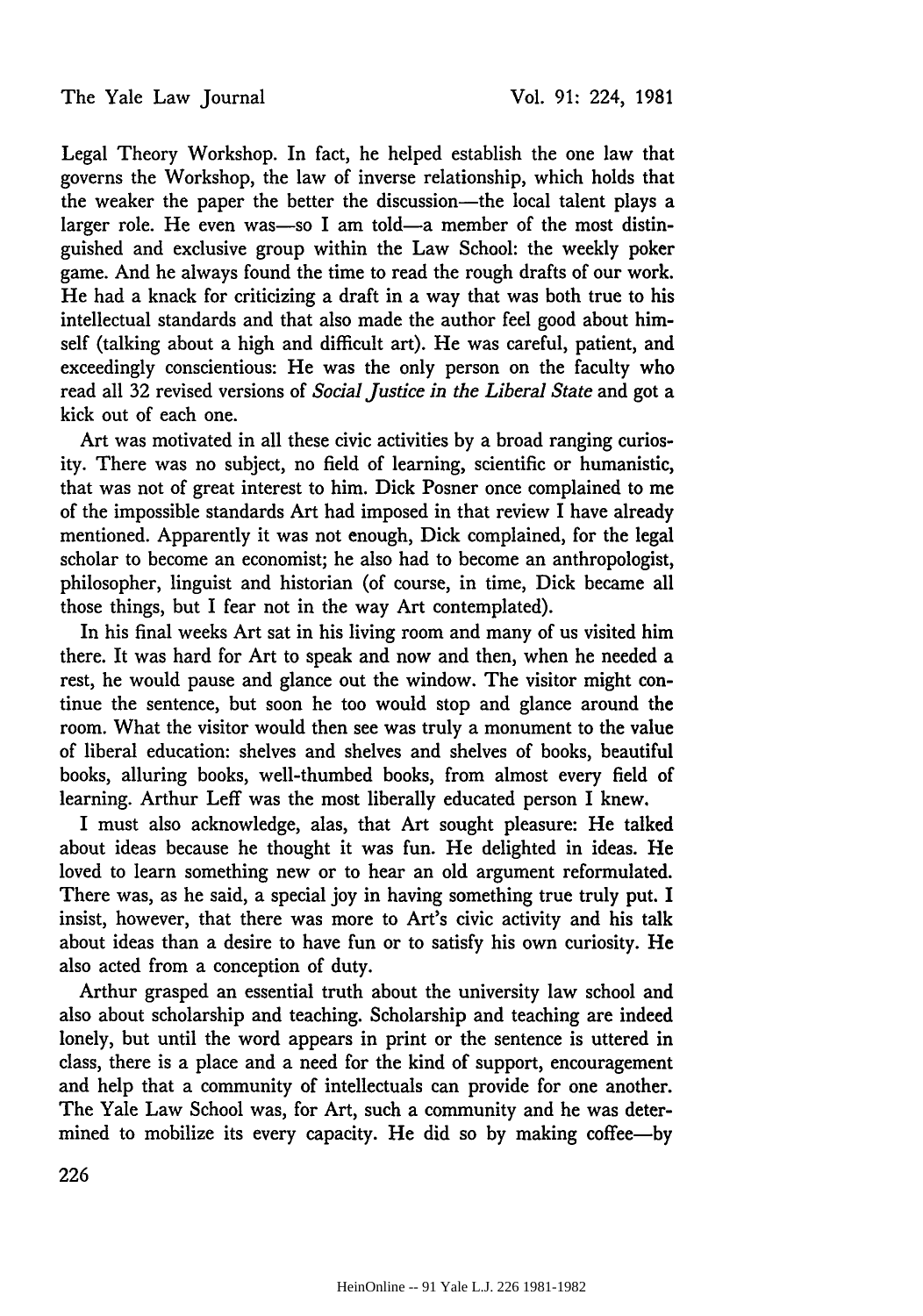Legal Theory Workshop. In fact, he helped establish the one law that governs the Workshop, the law of inverse relationship, which holds that the weaker the paper the better the discussion—the local talent plays a larger role. He even was—so I am told—a member of the most distinguished and exclusive group within the Law School: the weekly poker game. And he always found the time to read the rough drafts of our work. He had a knack for criticizing a draft in a way that was both true to his intellectual standards and that also made the author feel good about himself (talking about a high and difficult art). He was careful, patient, and exceedingly conscientious: He was the only person on the faculty who read all 32 revised versions of *Social Justice in the Liberal State* and got a kick out of each one.

Art was motivated in all these civic activities by a broad ranging curiosity. There was no subject, no field of learning, scientific or humanistic, that was not of great interest to him. Dick Posner once complained to me of the impossible standards Art had imposed in that review I have already mentioned. Apparently it was not enough, Dick complained, for the legal scholar to become an economist; he also had to become an anthropologist, philosopher, linguist and historian (of course, in time, Dick became all those things, but I fear not in the way Art contemplated).

In his final weeks Art sat in his living room and many of us visited him there. It was hard for Art to speak and now and then, when he needed a rest, he would pause and glance out the window. The visitor might continue the sentence, but soon he too would stop and glance around the room. What the visitor would then see was truly a monument to the value of liberal education: shelves and shelves and shelves of books, beautiful books, alluring books, well-thumbed books, from almost every field of learning. Arthur Leff was the most liberally educated person I knew.

I must also acknowledge, alas, that Art sought pleasure: He talked about ideas because he thought it was fun. He delighted in ideas. He loved to learn something new or to hear an old argument reformulated. There was, as he said, a special joy in having something true truly put. I insist, however, that there was more to Art's civic activity and his talk about ideas than a desire to have fun or to satisfy his own curiosity. He also acted from a conception of duty.

Arthur grasped an essential truth about the university law school and also about scholarship and teaching. Scholarship and teaching are indeed lonely, but until the word appears in print or the sentence is uttered in class, there is a place and a need for the kind of support, encouragement and help that a community of intellectuals can provide for one another. The Yale Law School was, for Art, such a community and he was determined to mobilize its every capacity. He did so by making coffee—by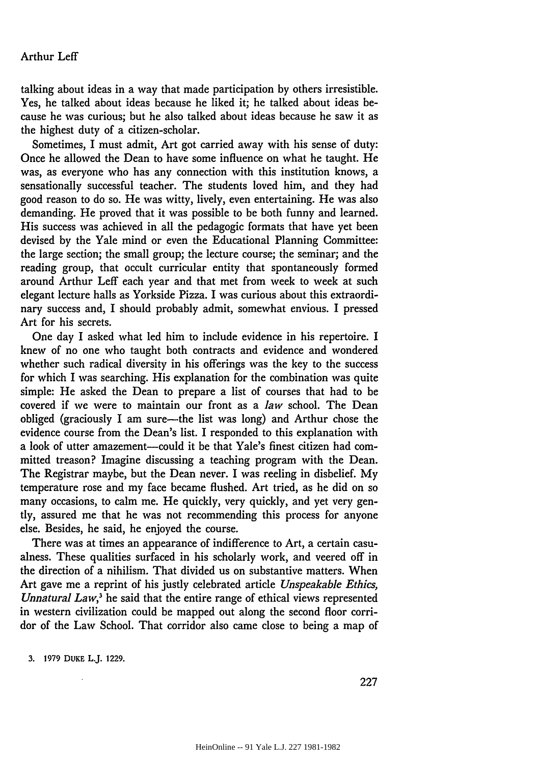talking about ideas in a way that made participation by others irresistible. Yes, he talked about ideas because he liked it; he talked about ideas because he was curious; but he also talked about ideas because he saw it as the highest duty of a citizen-scholar.

Sometimes, I must admit, Art got carried away with his sense of duty: Once he allowed the Dean to have some influence on what he taught. He was, as everyone who has any connection with this institution knows, a sensationally successful teacher. The students loved him, and they had good reason to do so. He was witty, lively, even entertaining. He was also demanding. He proved that it was possible to be both funny and learned. His success was achieved in all the pedagogic formats that have yet been devised by the Yale mind or even the Educational Planning Committee: the large section; the small group; the lecture course; the seminar; and the reading group, that occult curricular entity that spontaneously formed around Arthur Leff each year and that met from week to week at such elegant lecture halls as Yorkside Pizza. I was curious about this extraordinary success and, I should probably admit, somewhat envious. I pressed Art for his secrets.

One day I asked what led him to include evidence in his repertoire. I knew of no one who taught both contracts and evidence and wondered whether such radical diversity in his offerings was the key to the success for which I was searching. His explanation for the combination was quite simple: He asked the Dean to prepare a list of courses that had to be covered if we were to maintain our front as a *law* school. The Dean obliged (graciously I am sure—the list was long) and Arthur chose the evidence course from the Dean's list. I responded to this explanation with a look of utter amazement—could it be that Yale's finest citizen had committed treason? Imagine discussing a teaching program with the Dean. The Registrar maybe, but the Dean never. I was reeling in disbelief. My temperature rose and my face became flushed. Art tried, as he did on so many occasions, to calm me. He quickly, very quickly, and yet very gently, assured me that he was not recommending this process for anyone else. Besides, he said, he enjoyed the course.

There was at times an appearance of indifference to Art, a certain casualness. These qualities surfaced in his scholarly work, and veered off in the direction of a nihilism. That divided us on substantive matters. When Art gave me a reprint of his justly celebrated article *Unspeakable Ethics, Unnatural Law*,[3] he said that the entire range of ethical views represented in western civilization could be mapped out along the second floor corridor of the Law School. That corridor also came close to being a map of

3. 1979 DUKE L.J. 1229.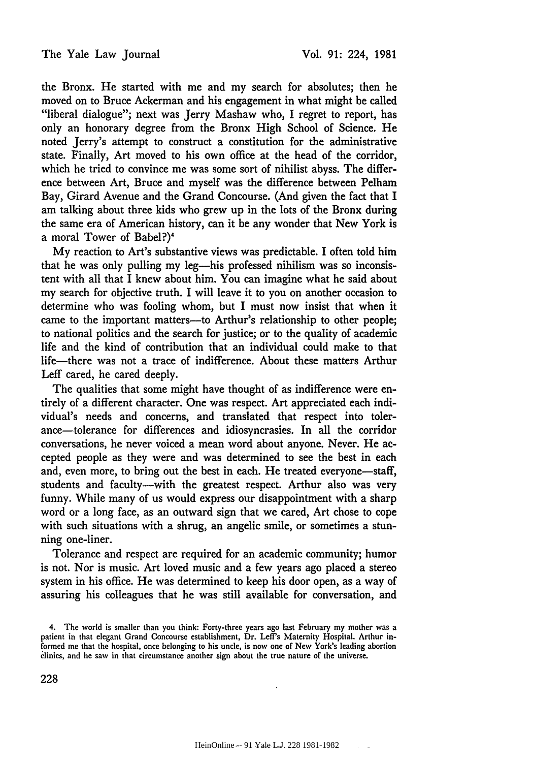the Bronx. He started with me and my search for absolutes; then he moved on to Bruce Ackerman and his engagement in what might be called "liberal dialogue"; next was Jerry Mashaw who, I regret to report, has only an honorary degree from the Bronx High School of Science. He noted Jerry's attempt to construct a constitution for the administrative state. Finally, Art moved to his own office at the head of the corridor, which he tried to convince me was some sort of nihilist abyss. The difference between Art, Bruce and myself was the difference between Pelham Bay, Girard Avenue and the Grand Concourse. (And given the fact that I am talking about three kids who grew up in the lots of the Bronx during the same era of American history, can it be any wonder that New York is a moral Tower of Babel?)[4]

My reaction to Art's substantive views was predictable. I often told him that he was only pulling my leg—his professed nihilism was so inconsistent with all that I knew about him. You can imagine what he said about my search for objective truth. I will leave it to you on another occasion to determine who was fooling whom, but I must now insist that when it came to the important matters—to Arthur's relationship to other people; to national politics and the search for justice; or to the quality of academic life and the kind of contribution that an individual could make to that life—there was not a trace of indifference. About these matters Arthur Leff cared, he cared deeply.

The qualities that some might have thought of as indifference were entirely of a different character. One was respect. Art appreciated each individual's needs and concerns, and translated that respect into tolerance—tolerance for differences and idiosyncrasies. In all the corridor conversations, he never voiced a mean word about anyone. Never. He accepted people as they were and was determined to see the best in each and, even more, to bring out the best in each. He treated everyone—staff, students and faculty—with the greatest respect. Arthur also was very funny. While many of us would express our disappointment with a sharp word or a long face, as an outward sign that we cared, Art chose to cope with such situations with a shrug, an angelic smile, or sometimes a stunning one-liner.

Tolerance and respect are required for an academic community; humor is not. Nor is music. Art loved music and a few years ago placed a stereo system in his office. He was determined to keep his door open, as a way of assuring his colleagues that he was still available for conversation, and

4. The world is smaller than you think: Forty-three years ago last February my mother was a patient in that elegant Grand Concourse establishment, Dr. Leff's Maternity Hospital. Arthur informed me that the hospital, once belonging to his uncle, is now one of New York's leading abortion clinics, and he saw in that circumstance another sign about the true nature of the universe.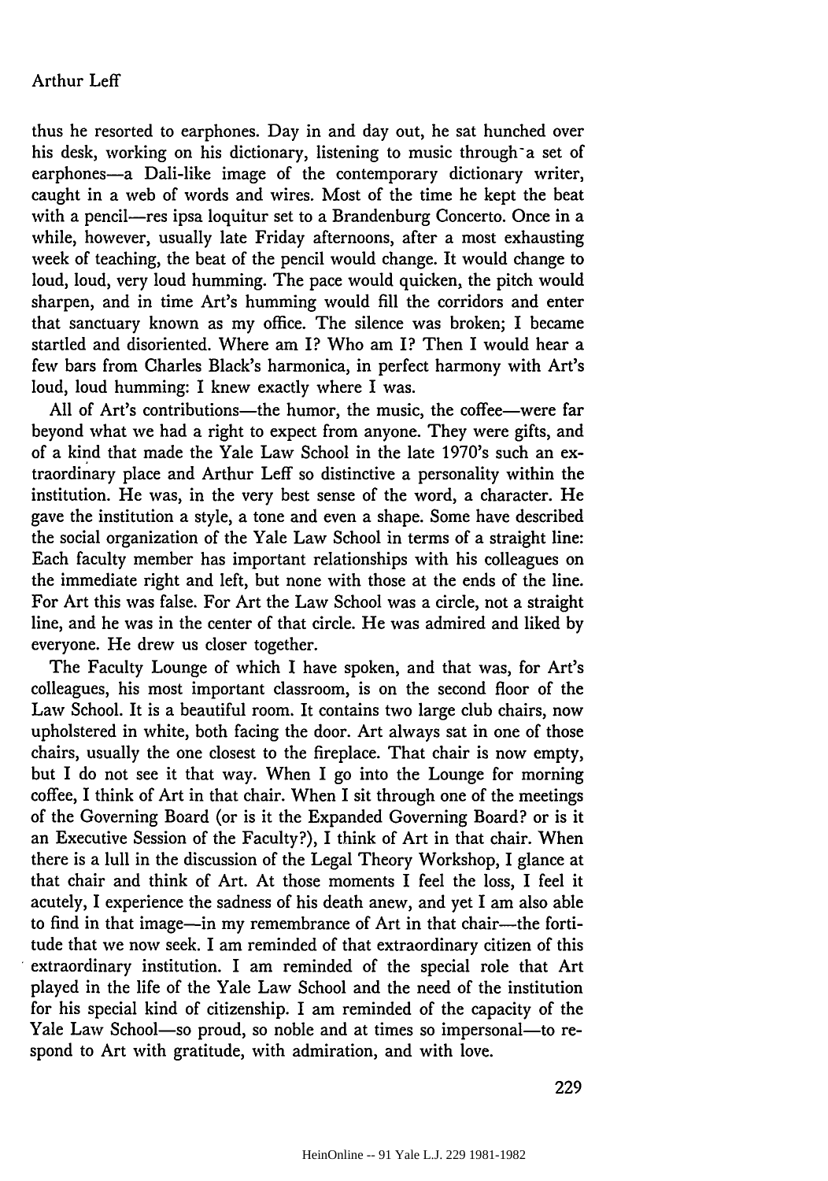thus he resorted to earphones. Day in and day out, he sat hunched over his desk, working on his dictionary, listening to music through a set of earphones—a Dali-like image of the contemporary dictionary writer, caught in a web of words and wires. Most of the time he kept the beat with a pencil—res ipsa loquitur set to a Brandenburg Concerto. Once in a while, however, usually late Friday afternoons, after a most exhausting week of teaching, the beat of the pencil would change. It would change to loud, loud, very loud humming. The pace would quicken, the pitch would sharpen, and in time Art's humming would fill the corridors and enter that sanctuary known as my office. The silence was broken; I became startled and disoriented. Where am I? Who am I? Then I would hear a few bars from Charles Black's harmonica, in perfect harmony with Art's loud, loud humming: I knew exactly where I was.

All of Art's contributions—the humor, the music, the coffee—were far beyond what we had a right to expect from anyone. They were gifts, and of a kind that made the Yale Law School in the late 1970's such an extraordinary place and Arthur Leff so distinctive a personality within the institution. He was, in the very best sense of the word, a character. He gave the institution a style, a tone and even a shape. Some have described the social organization of the Yale Law School in terms of a straight line: Each faculty member has important relationships with his colleagues on the immediate right and left, but none with those at the ends of the line. For Art this was false. For Art the Law School was a circle, not a straight line, and he was in the center of that circle. He was admired and liked by everyone. He drew us closer together.

The Faculty Lounge of which I have spoken, and that was, for Art's colleagues, his most important classroom, is on the second floor of the Law School. It is a beautiful room. It contains two large club chairs, now upholstered in white, both facing the door. Art always sat in one of those chairs, usually the one closest to the fireplace. That chair is now empty, but I do not see it that way. When I go into the Lounge for morning coffee, I think of Art in that chair. When I sit through one of the meetings of the Governing Board (or is it the Expanded Governing Board? or is it an Executive Session of the Faculty?), I think of Art in that chair. When there is a lull in the discussion of the Legal Theory Workshop, I glance at that chair and think of Art. At those moments I feel the loss, I feel it acutely, I experience the sadness of his death anew, and yet I am also able to find in that image—in my remembrance of Art in that chair—the fortitude that we now seek. I am reminded of that extraordinary citizen of this extraordinary institution. I am reminded of the special role that Art played in the life of the Yale Law School and the need of the institution for his special kind of citizenship. I am reminded of the capacity of the Yale Law School—so proud, so noble and at times so impersonal—to respond to Art with gratitude, with admiration, and with love.